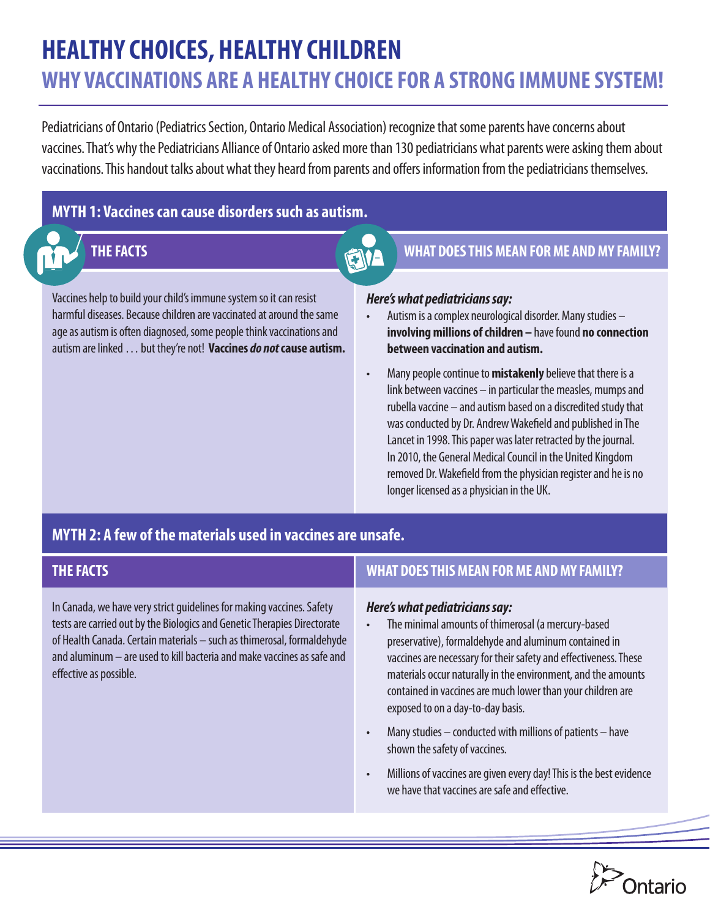# HEALTHY CHOICES, HEALTHY CHILDREN

## WHY VACCINATIONS ARE A HEALTHY CHOICE FOR A STRONG IMMUNE SYSTEM!

Pediatricians of Ontario (Pediatrics Section, Ontario Medical Association) recognize that some parents have concerns about vaccines. That's why the Pediatricians Alliance of Ontario asked more than 130 pediatricians what parents were asking them about vaccinations. This handout talks about what they heard from parents and offers information from the pediatricians themselves.

## MYTH 1: Vaccines can cause disorders such as autism.

### THE FACTS

Vaccines help to build your child's immune system so it can resist harmful diseases. Because children are vaccinated at around the same age as autism is often diagnosed, some people think vaccinations and autism are linked . . . but they're not! **Vaccines *do not* cause autism.**

### WHAT DOES THIS MEAN FOR ME AND MY FAMILY?

***Here's what pediatricians say:***

- Autism is a complex neurological disorder. Many studies – **involving millions of children –** have found **no connection between vaccination and autism.**
- Many people continue to **mistakenly** believe that there is a link between vaccines – in particular the measles, mumps and rubella vaccine – and autism based on a discredited study that was conducted by Dr. Andrew Wakefield and published in The Lancet in 1998. This paper was later retracted by the journal. In 2010, the General Medical Council in the United Kingdom removed Dr. Wakefield from the physician register and he is no longer licensed as a physician in the UK.

## MYTH 2: A few of the materials used in vaccines are unsafe.

### THE FACTS

In Canada, we have very strict guidelines for making vaccines. Safety tests are carried out by the Biologics and Genetic Therapies Directorate of Health Canada. Certain materials – such as thimerosal, formaldehyde and aluminum – are used to kill bacteria and make vaccines as safe and effective as possible.

### WHAT DOES THIS MEAN FOR ME AND MY FAMILY?

***Here's what pediatricians say:***

- The minimal amounts of thimerosal (a mercury-based preservative), formaldehyde and aluminum contained in vaccines are necessary for their safety and effectiveness. These materials occur naturally in the environment, and the amounts contained in vaccines are much lower than your children are exposed to on a day-to-day basis.
- Many studies – conducted with millions of patients – have shown the safety of vaccines.
- Millions of vaccines are given every day! This is the best evidence we have that vaccines are safe and effective.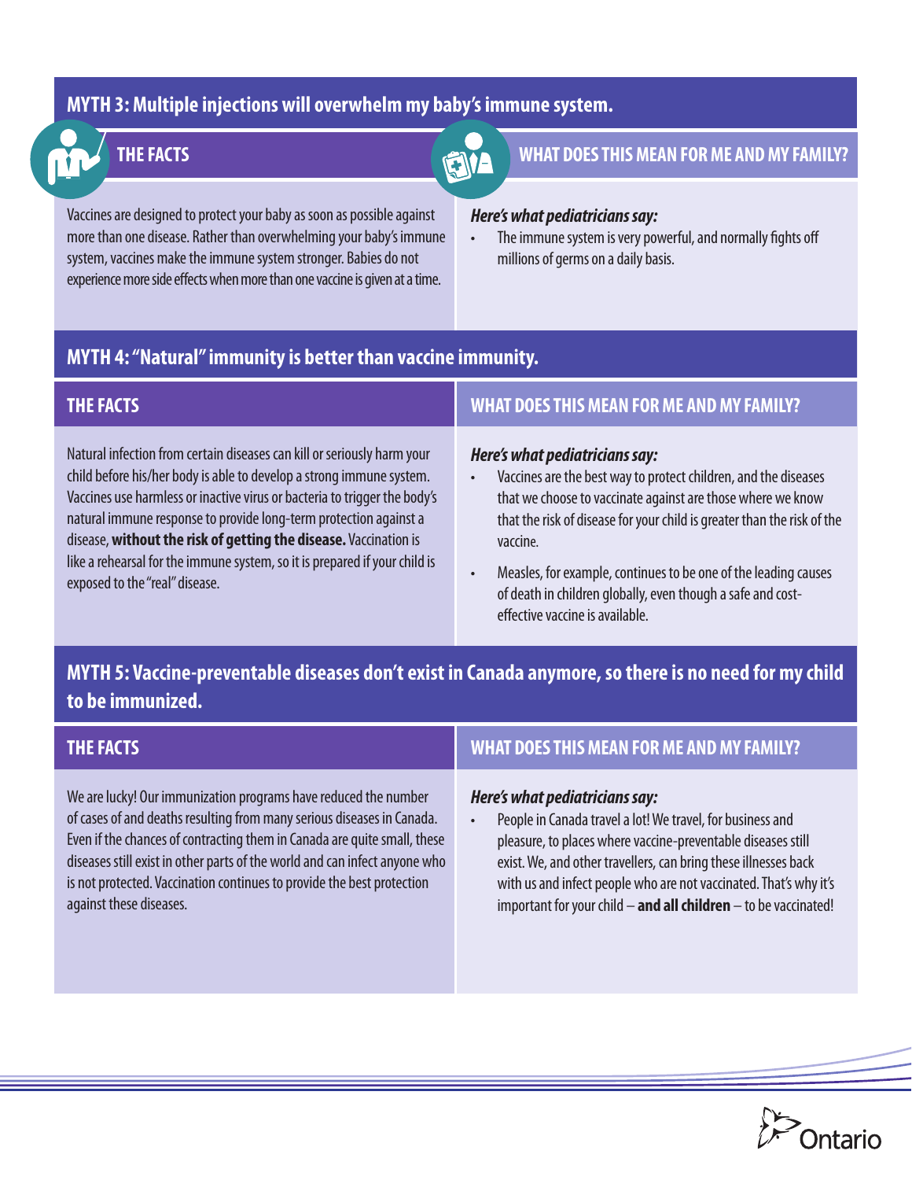## MYTH 3: Multiple injections will overwhelm my baby's immune system.

### THE FACTS

Vaccines are designed to protect your baby as soon as possible against more than one disease. Rather than overwhelming your baby's immune system, vaccines make the immune system stronger. Babies do not experience more side effects when more than one vaccine is given at a time.

### WHAT DOES THIS MEAN FOR ME AND MY FAMILY?

***Here's what pediatricians say:***

- The immune system is very powerful, and normally fights off millions of germs on a daily basis.

## MYTH 4: "Natural" immunity is better than vaccine immunity.

### THE FACTS

Natural infection from certain diseases can kill or seriously harm your child before his/her body is able to develop a strong immune system. Vaccines use harmless or inactive virus or bacteria to trigger the body's natural immune response to provide long-term protection against a disease, **without the risk of getting the disease.** Vaccination is like a rehearsal for the immune system, so it is prepared if your child is exposed to the "real" disease.

### WHAT DOES THIS MEAN FOR ME AND MY FAMILY?

***Here's what pediatricians say:***

- Vaccines are the best way to protect children, and the diseases that we choose to vaccinate against are those where we know that the risk of disease for your child is greater than the risk of the vaccine.
- Measles, for example, continues to be one of the leading causes of death in children globally, even though a safe and cost-effective vaccine is available.

## MYTH 5: Vaccine-preventable diseases don't exist in Canada anymore, so there is no need for my child to be immunized.

### THE FACTS

We are lucky! Our immunization programs have reduced the number of cases of and deaths resulting from many serious diseases in Canada. Even if the chances of contracting them in Canada are quite small, these diseases still exist in other parts of the world and can infect anyone who is not protected. Vaccination continues to provide the best protection against these diseases.

### WHAT DOES THIS MEAN FOR ME AND MY FAMILY?

***Here's what pediatricians say:***

- People in Canada travel a lot! We travel, for business and pleasure, to places where vaccine-preventable diseases still exist. We, and other travellers, can bring these illnesses back with us and infect people who are not vaccinated. That's why it's important for your child – **and all children** – to be vaccinated!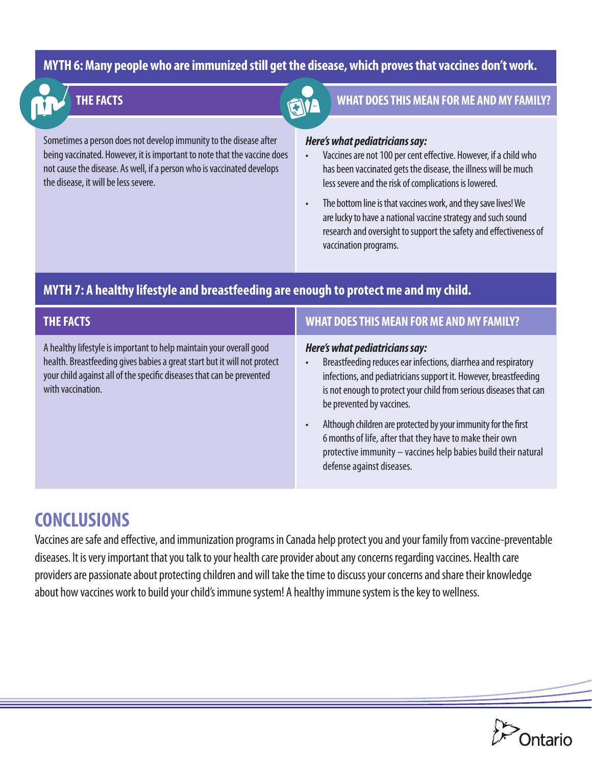## MYTH 6: Many people who are immunized still get the disease, which proves that vaccines don't work.

### THE FACTS

Sometimes a person does not develop immunity to the disease after being vaccinated. However, it is important to note that the vaccine does not cause the disease. As well, if a person who is vaccinated develops the disease, it will be less severe.

### WHAT DOES THIS MEAN FOR ME AND MY FAMILY?

***Here's what pediatricians say:***

- Vaccines are not 100 per cent effective. However, if a child who has been vaccinated gets the disease, the illness will be much less severe and the risk of complications is lowered.
- The bottom line is that vaccines work, and they save lives! We are lucky to have a national vaccine strategy and such sound research and oversight to support the safety and effectiveness of vaccination programs.

## MYTH 7: A healthy lifestyle and breastfeeding are enough to protect me and my child.

### THE FACTS

A healthy lifestyle is important to help maintain your overall good health. Breastfeeding gives babies a great start but it will not protect your child against all of the specific diseases that can be prevented with vaccination.

### WHAT DOES THIS MEAN FOR ME AND MY FAMILY?

***Here's what pediatricians say:***

- Breastfeeding reduces ear infections, diarrhea and respiratory infections, and pediatricians support it. However, breastfeeding is not enough to protect your child from serious diseases that can be prevented by vaccines.
- Although children are protected by your immunity for the first 6 months of life, after that they have to make their own protective immunity – vaccines help babies build their natural defense against diseases.

## CONCLUSIONS

Vaccines are safe and effective, and immunization programs in Canada help protect you and your family from vaccine-preventable diseases. It is very important that you talk to your health care provider about any concerns regarding vaccines. Health care providers are passionate about protecting children and will take the time to discuss your concerns and share their knowledge about how vaccines work to build your child's immune system! A healthy immune system is the key to wellness.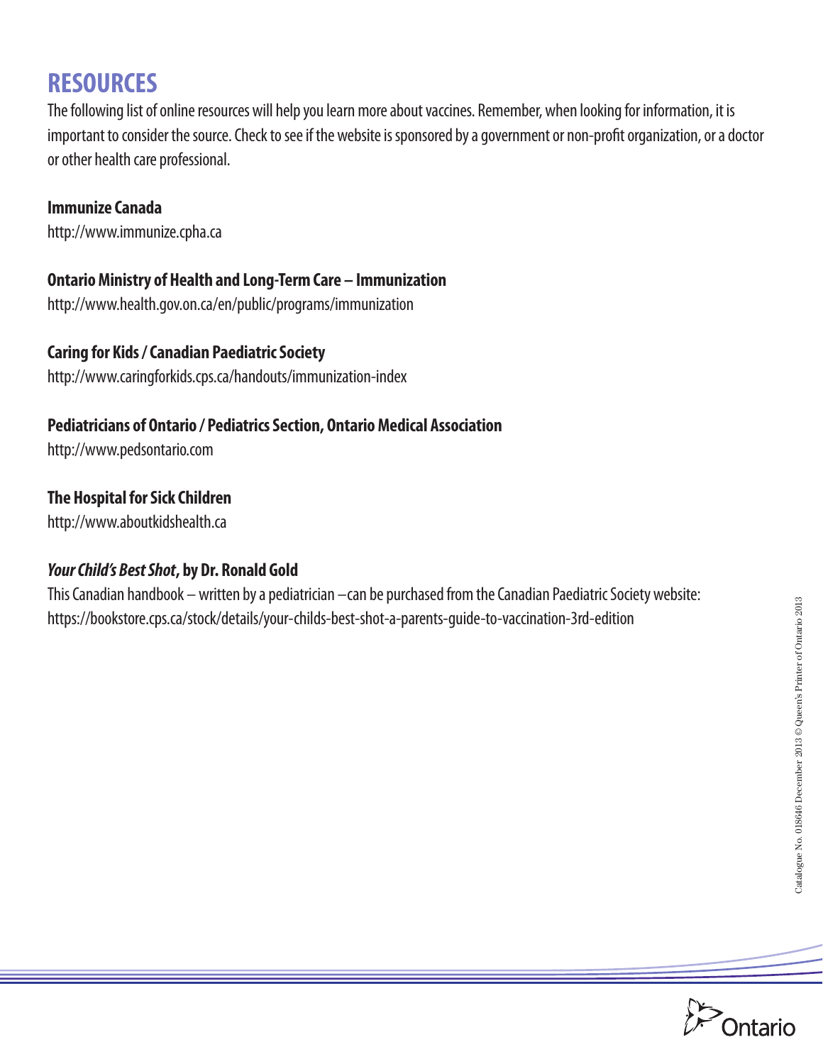## RESOURCES

The following list of online resources will help you learn more about vaccines. Remember, when looking for information, it is important to consider the source. Check to see if the website is sponsored by a government or non-profit organization, or a doctor or other health care professional.

**Immunize Canada**
http://www.immunize.cpha.ca

**Ontario Ministry of Health and Long-Term Care – Immunization**
http://www.health.gov.on.ca/en/public/programs/immunization

**Caring for Kids / Canadian Paediatric Society**
http://www.caringforkids.cps.ca/handouts/immunization-index

**Pediatricians of Ontario / Pediatrics Section, Ontario Medical Association**
http://www.pedsontario.com

**The Hospital for Sick Children**
http://www.aboutkidshealth.ca

***Your Child's Best Shot*, by Dr. Ronald Gold**
This Canadian handbook – written by a pediatrician –can be purchased from the Canadian Paediatric Society website: https://bookstore.cps.ca/stock/details/your-childs-best-shot-a-parents-guide-to-vaccination-3rd-edition

Catalogue No. 018646 December 2013 © Queen's Printer of Ontario 2013